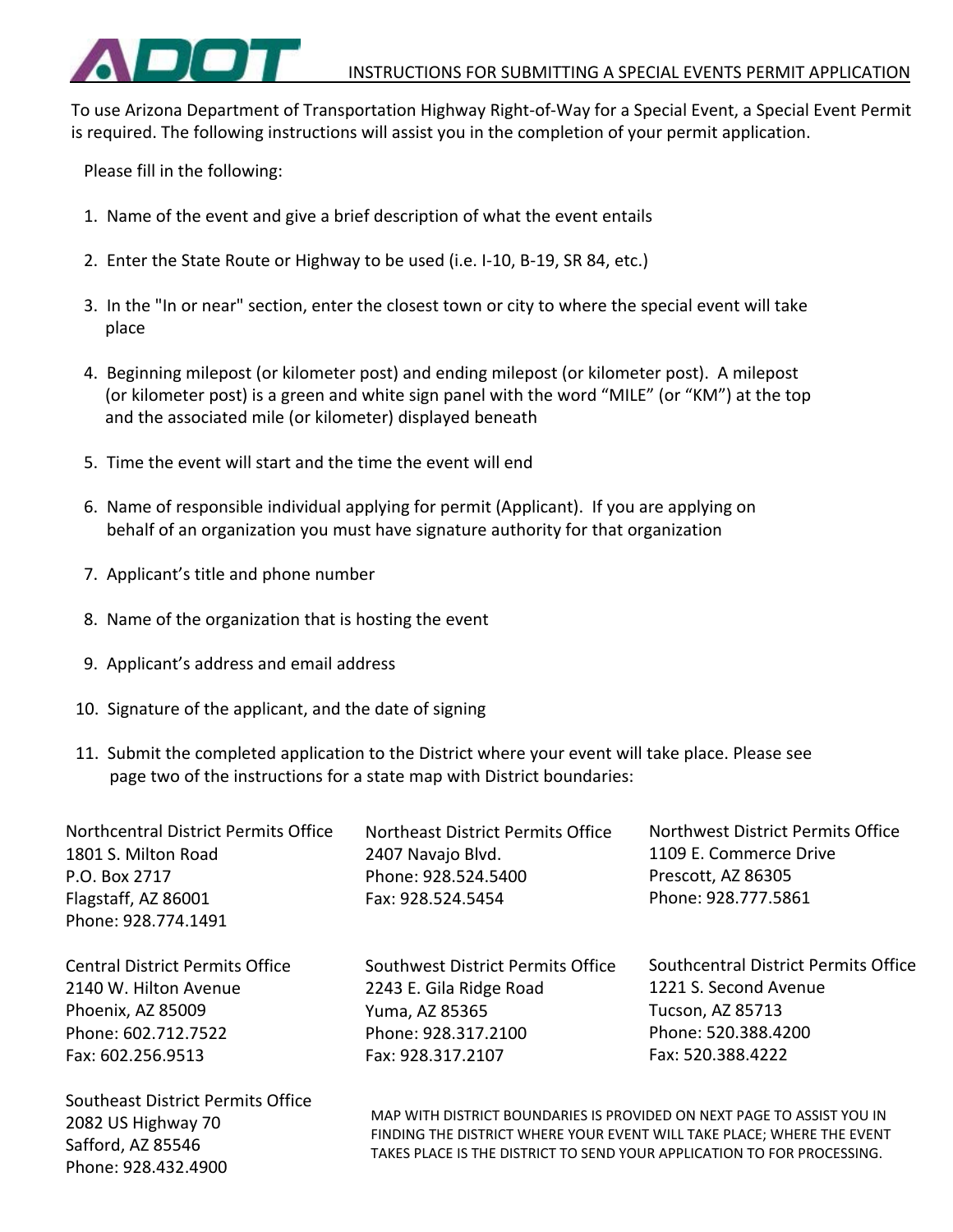ADOT

# INSTRUCTIONS FOR SUBMITTING A SPECIAL EVENTS PERMIT APPLICATION

To use Arizona Department of Transportation Highway Right-of-Way for a Special Event, a Special Event Permit is required. The following instructions will assist you in the completion of your permit application.

Please fill in the following:

1. Name of the event and give a brief description of what the event entails
2. Enter the State Route or Highway to be used (i.e. I-10, B-19, SR 84, etc.)
3. In the "In or near" section, enter the closest town or city to where the special event will take place
4. Beginning milepost (or kilometer post) and ending milepost (or kilometer post). A milepost (or kilometer post) is a green and white sign panel with the word "MILE" (or "KM") at the top and the associated mile (or kilometer) displayed beneath
5. Time the event will start and the time the event will end
6. Name of responsible individual applying for permit (Applicant). If you are applying on behalf of an organization you must have signature authority for that organization
7. Applicant's title and phone number
8. Name of the organization that is hosting the event
9. Applicant's address and email address
10. Signature of the applicant, and the date of signing
11. Submit the completed application to the District where your event will take place. Please see page two of the instructions for a state map with District boundaries:

Northcentral District Permits Office
1801 S. Milton Road
P.O. Box 2717
Flagstaff, AZ 86001
Phone: 928.774.1491

Northeast District Permits Office
2407 Navajo Blvd.
Phone: 928.524.5400
Fax: 928.524.5454

Northwest District Permits Office
1109 E. Commerce Drive
Prescott, AZ 86305
Phone: 928.777.5861

Central District Permits Office
2140 W. Hilton Avenue
Phoenix, AZ 85009
Phone: 602.712.7522
Fax: 602.256.9513

Southwest District Permits Office
2243 E. Gila Ridge Road
Yuma, AZ 85365
Phone: 928.317.2100
Fax: 928.317.2107

Southcentral District Permits Office
1221 S. Second Avenue
Tucson, AZ 85713
Phone: 520.388.4200
Fax: 520.388.4222

Southeast District Permits Office
2082 US Highway 70
Safford, AZ 85546
Phone: 928.432.4900

MAP WITH DISTRICT BOUNDARIES IS PROVIDED ON NEXT PAGE TO ASSIST YOU IN FINDING THE DISTRICT WHERE YOUR EVENT WILL TAKE PLACE; WHERE THE EVENT TAKES PLACE IS THE DISTRICT TO SEND YOUR APPLICATION TO FOR PROCESSING.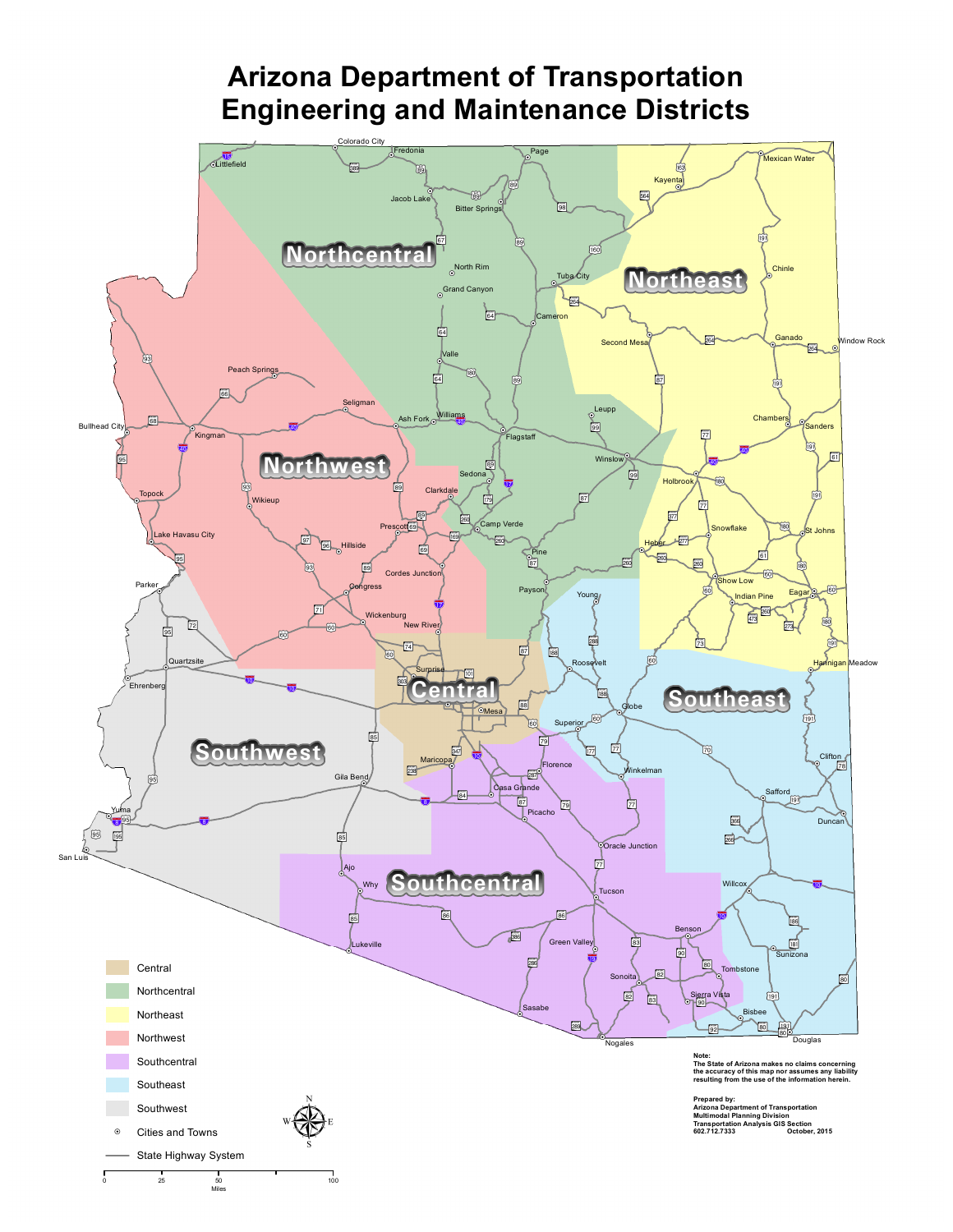# Arizona Department of Transportation Engineering and Maintenance Districts

Northcentral

Northeast

Northwest

Central

Southeast

Southwest

Southcentral

- Central
- Northcentral
- Northeast
- Northwest
- Southcentral
- Southeast
- Southwest
- Cities and Towns
- State Highway System

0 25 50 100
Miles

**Note:**
**The State of Arizona makes no claims concerning the accuracy of this map nor assumes any liability resulting from the use of the information herein.**

**Prepared by:**
**Arizona Department of Transportation**
**Multimodal Planning Division**
**Transportation Analysis GIS Section**
**602.712.7333 October, 2015**